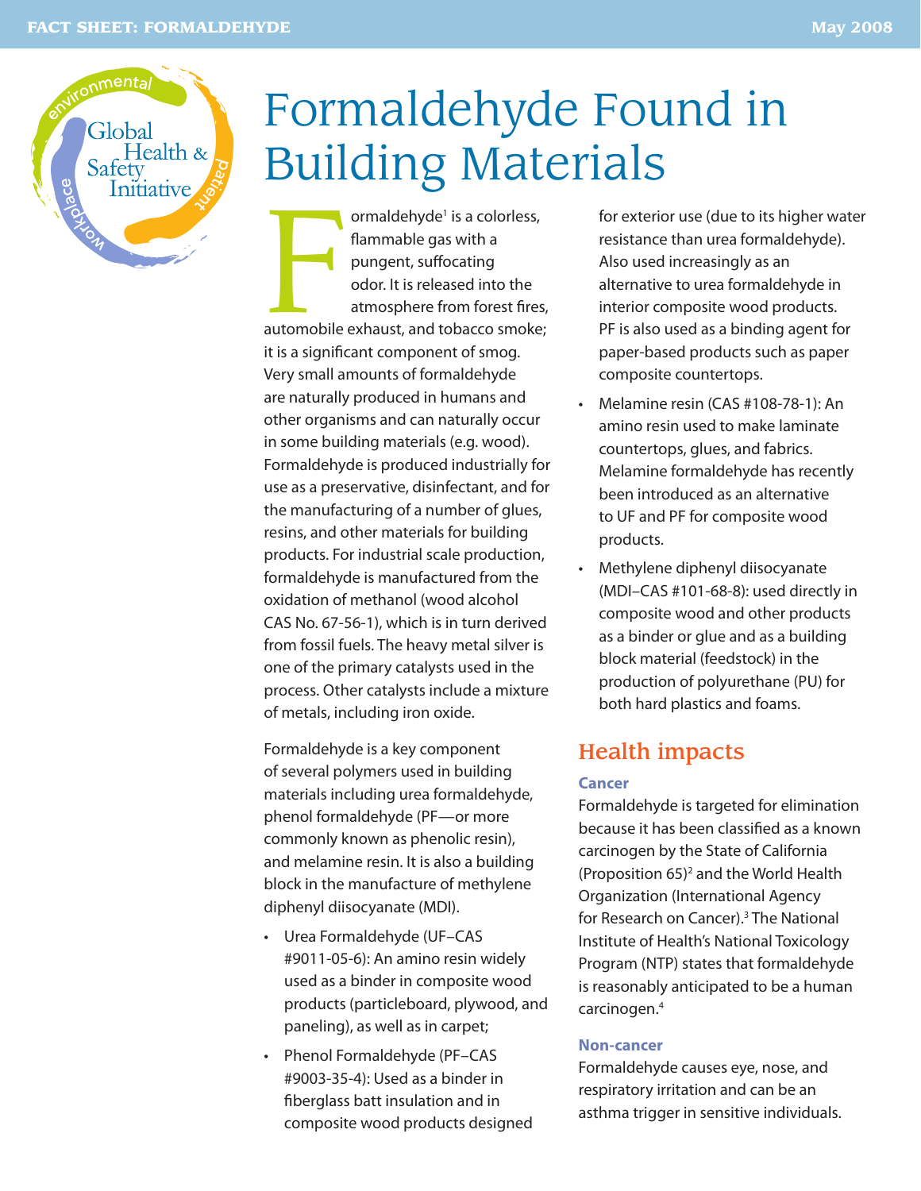# Formaldehyde Found in Building Materials

Formaldehyde[1] is a colorless, flammable gas with a pungent, suffocating odor. It is released into the atmosphere from forest fires, automobile exhaust, and tobacco smoke; it is a significant component of smog. Very small amounts of formaldehyde are naturally produced in humans and other organisms and can naturally occur in some building materials (e.g. wood). Formaldehyde is produced industrially for use as a preservative, disinfectant, and for the manufacturing of a number of glues, resins, and other materials for building products. For industrial scale production, formaldehyde is manufactured from the oxidation of methanol (wood alcohol CAS No. 67-56-1), which is in turn derived from fossil fuels. The heavy metal silver is one of the primary catalysts used in the process. Other catalysts include a mixture of metals, including iron oxide.

Formaldehyde is a key component of several polymers used in building materials including urea formaldehyde, phenol formaldehyde (PF—or more commonly known as phenolic resin), and melamine resin. It is also a building block in the manufacture of methylene diphenyl diisocyanate (MDI).

- Urea Formaldehyde (UF–CAS #9011-05-6): An amino resin widely used as a binder in composite wood products (particleboard, plywood, and paneling), as well as in carpet;
- Phenol Formaldehyde (PF–CAS #9003-35-4): Used as a binder in fiberglass batt insulation and in composite wood products designed for exterior use (due to its higher water resistance than urea formaldehyde). Also used increasingly as an alternative to urea formaldehyde in interior composite wood products. PF is also used as a binding agent for paper-based products such as paper composite countertops.
- Melamine resin (CAS #108-78-1): An amino resin used to make laminate countertops, glues, and fabrics. Melamine formaldehyde has recently been introduced as an alternative to UF and PF for composite wood products.
- Methylene diphenyl diisocyanate (MDI–CAS #101-68-8): used directly in composite wood and other products as a binder or glue and as a building block material (feedstock) in the production of polyurethane (PU) for both hard plastics and foams.

## Health impacts

### Cancer

Formaldehyde is targeted for elimination because it has been classified as a known carcinogen by the State of California (Proposition 65)[2] and the World Health Organization (International Agency for Research on Cancer).[3] The National Institute of Health's National Toxicology Program (NTP) states that formaldehyde is reasonably anticipated to be a human carcinogen.[4]

### Non-cancer

Formaldehyde causes eye, nose, and respiratory irritation and can be an asthma trigger in sensitive individuals.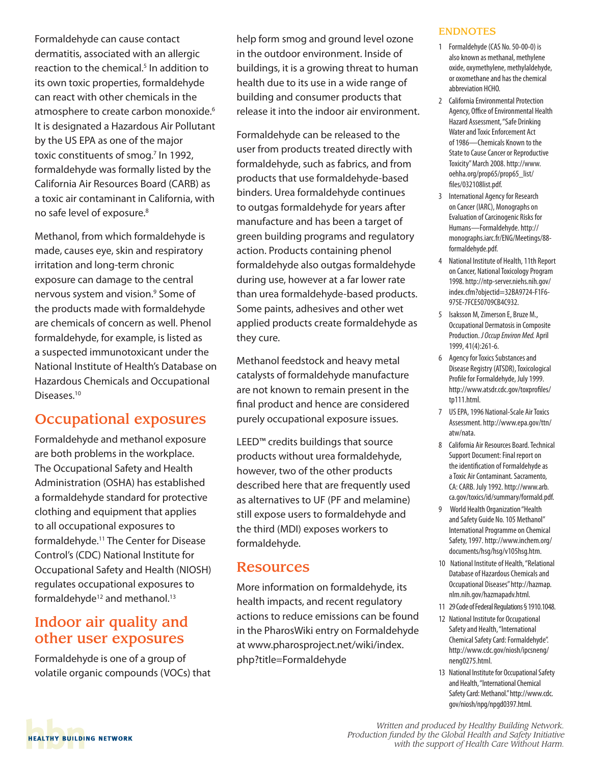Formaldehyde can cause contact dermatitis, associated with an allergic reaction to the chemical.[5] In addition to its own toxic properties, formaldehyde can react with other chemicals in the atmosphere to create carbon monoxide.[6] It is designated a Hazardous Air Pollutant by the US EPA as one of the major toxic constituents of smog.[7] In 1992, formaldehyde was formally listed by the California Air Resources Board (CARB) as a toxic air contaminant in California, with no safe level of exposure.[8]

Methanol, from which formaldehyde is made, causes eye, skin and respiratory irritation and long-term chronic exposure can damage to the central nervous system and vision.[9] Some of the products made with formaldehyde are chemicals of concern as well. Phenol formaldehyde, for example, is listed as a suspected immunotoxicant under the National Institute of Health's Database on Hazardous Chemicals and Occupational Diseases.[10]

## Occupational exposures

Formaldehyde and methanol exposure are both problems in the workplace. The Occupational Safety and Health Administration (OSHA) has established a formaldehyde standard for protective clothing and equipment that applies to all occupational exposures to formaldehyde.[11] The Center for Disease Control's (CDC) National Institute for Occupational Safety and Health (NIOSH) regulates occupational exposures to formaldehyde[12] and methanol.[13]

## Indoor air quality and other user exposures

Formaldehyde is one of a group of volatile organic compounds (VOCs) that help form smog and ground level ozone in the outdoor environment. Inside of buildings, it is a growing threat to human health due to its use in a wide range of building and consumer products that release it into the indoor air environment.

Formaldehyde can be released to the user from products treated directly with formaldehyde, such as fabrics, and from products that use formaldehyde-based binders. Urea formaldehyde continues to outgas formaldehyde for years after manufacture and has been a target of green building programs and regulatory action. Products containing phenol formaldehyde also outgas formaldehyde during use, however at a far lower rate than urea formaldehyde-based products. Some paints, adhesives and other wet applied products create formaldehyde as they cure.

Methanol feedstock and heavy metal catalysts of formaldehyde manufacture are not known to remain present in the final product and hence are considered purely occupational exposure issues.

LEED™ credits buildings that source products without urea formaldehyde, however, two of the other products described here that are frequently used as alternatives to UF (PF and melamine) still expose users to formaldehyde and the third (MDI) exposes workers to formaldehyde.

## Resources

More information on formaldehyde, its health impacts, and recent regulatory actions to reduce emissions can be found in the PharosWiki entry on Formaldehyde at www.pharosproject.net/wiki/index.php?title=Formaldehyde

## ENDNOTES

1. Formaldehyde (CAS No. 50-00-0) is also known as methanal, methylene oxide, oxymethylene, methylaldehyde, or oxomethane and has the chemical abbreviation HCHO.
2. California Environmental Protection Agency, Office of Environmental Health Hazard Assessment, "Safe Drinking Water and Toxic Enforcement Act of 1986—Chemicals Known to the State to Cause Cancer or Reproductive Toxicity" March 2008. http://www.oehha.org/prop65/prop65_list/files/032108list.pdf.
3. International Agency for Research on Cancer (IARC), Monographs on Evaluation of Carcinogenic Risks for Humans—Formaldehyde. http://monographs.iarc.fr/ENG/Meetings/88-formaldehyde.pdf.
4. National Institute of Health, 11th Report on Cancer, National Toxicology Program 1998. http://ntp-server.niehs.nih.gov/index.cfm?objectid=32BA9724-F1F6-975E-7FCE50709CB4C932.
5. Isaksson M, Zimerson E, Bruze M., Occupational Dermatosis in Composite Production. *J Occup Environ Med.* April 1999, 41(4):261-6.
6. Agency for Toxics Substances and Disease Registry (ATSDR), Toxicological Profile for Formaldehyde, July 1999. http://www.atsdr.cdc.gov/toxprofiles/tp111.html.
7. US EPA, 1996 National-Scale Air Toxics Assessment. http://www.epa.gov/ttn/atw/nata.
8. California Air Resources Board. Technical Support Document: Final report on the identification of Formaldehyde as a Toxic Air Contaminant. Sacramento, CA: CARB. July 1992. http://www.arb.ca.gov/toxics/id/summary/formald.pdf.
9. World Health Organization "Health and Safety Guide No. 105 Methanol" International Programme on Chemical Safety, 1997. http://www.inchem.org/documents/hsg/hsg/v105hsg.htm.
10. National Institute of Health, "Relational Database of Hazardous Chemicals and Occupational Diseases" http://hazmap.nlm.nih.gov/hazmapadv.html.
11. 29 Code of Federal Regulations § 1910.1048.
12. National Institute for Occupational Safety and Health, "International Chemical Safety Card: Formaldehyde". http://www.cdc.gov/niosh/ipcsneng/neng0275.html.
13. National Institute for Occupational Safety and Health, "International Chemical Safety Card: Methanol." http://www.cdc.gov/niosh/npg/npgd0397.html.

HEALTHY BUILDING NETWORK

*Written and produced by Healthy Building Network. Production funded by the Global Health and Safety Initiative with the support of Health Care Without Harm.*